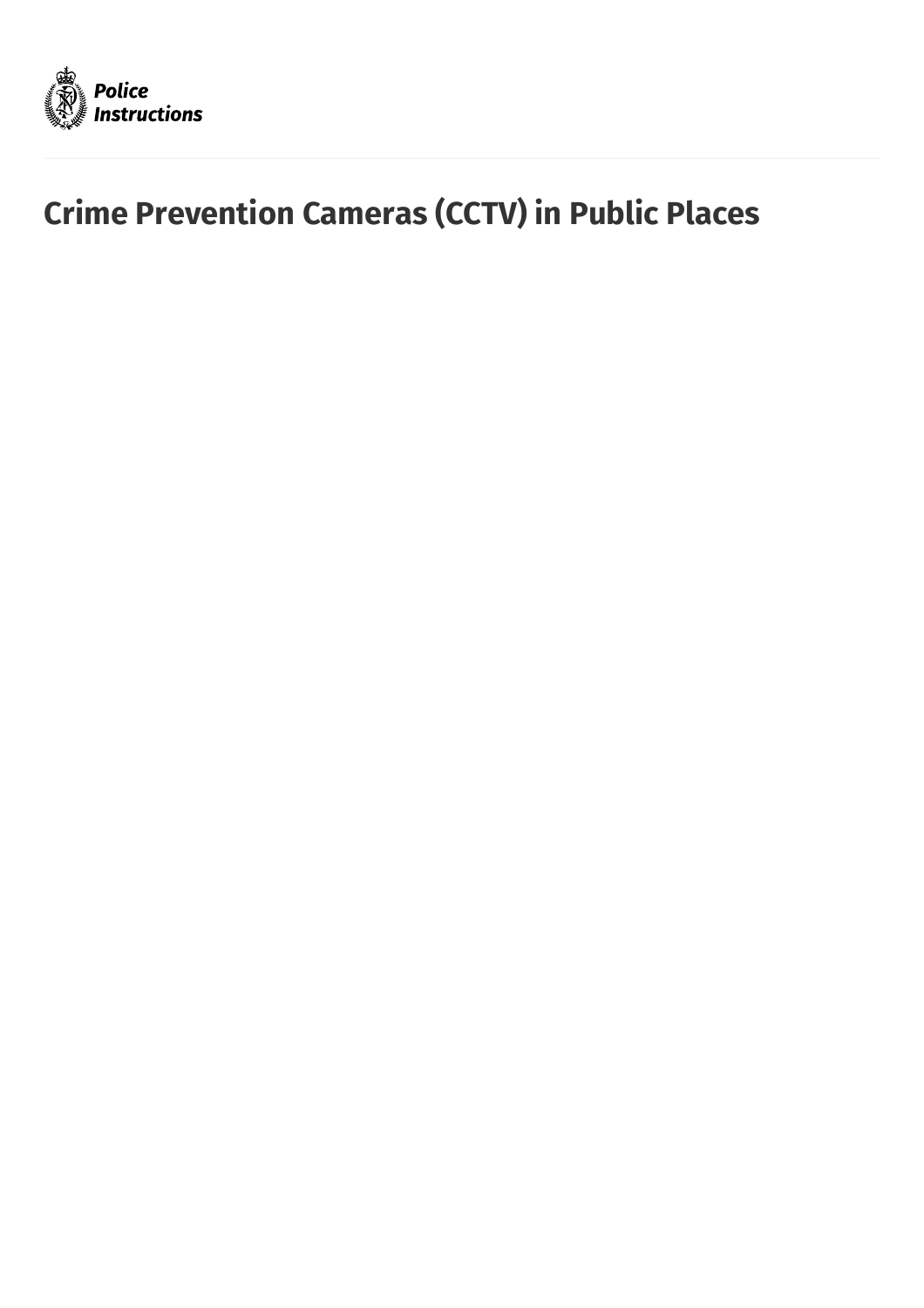# Crime Prevention Cameras (CCTV) in Public Places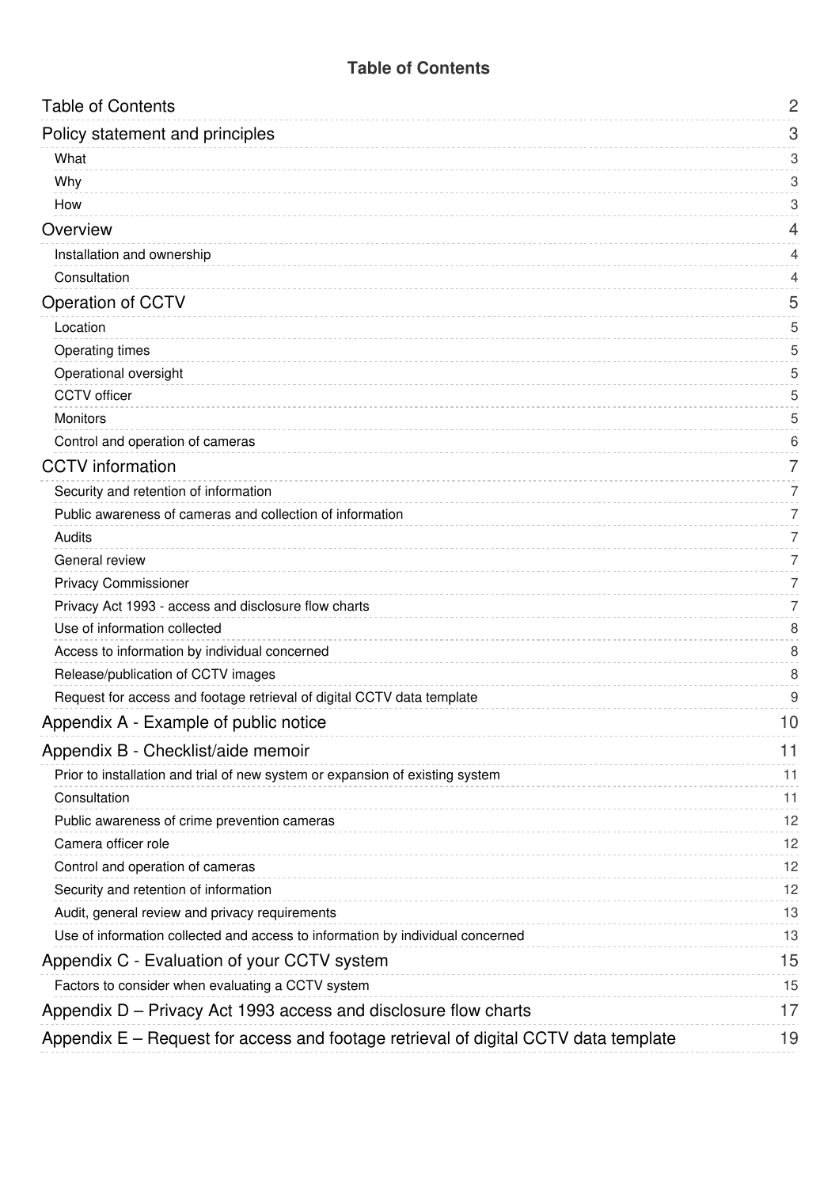# Table of Contents

| | |
|---|---|
| Table of Contents | 2 |
| Policy statement and principles | 3 |
| What | 3 |
| Why | 3 |
| How | 3 |
| Overview | 4 |
| Installation and ownership | 4 |
| Consultation | 4 |
| Operation of CCTV | 5 |
| Location | 5 |
| Operating times | 5 |
| Operational oversight | 5 |
| CCTV officer | 5 |
| Monitors | 5 |
| Control and operation of cameras | 6 |
| CCTV information | 7 |
| Security and retention of information | 7 |
| Public awareness of cameras and collection of information | 7 |
| Audits | 7 |
| General review | 7 |
| Privacy Commissioner | 7 |
| Privacy Act 1993 - access and disclosure flow charts | 7 |
| Use of information collected | 8 |
| Access to information by individual concerned | 8 |
| Release/publication of CCTV images | 8 |
| Request for access and footage retrieval of digital CCTV data template | 9 |
| Appendix A - Example of public notice | 10 |
| Appendix B - Checklist/aide memoir | 11 |
| Prior to installation and trial of new system or expansion of existing system | 11 |
| Consultation | 11 |
| Public awareness of crime prevention cameras | 12 |
| Camera officer role | 12 |
| Control and operation of cameras | 12 |
| Security and retention of information | 12 |
| Audit, general review and privacy requirements | 13 |
| Use of information collected and access to information by individual concerned | 13 |
| Appendix C - Evaluation of your CCTV system | 15 |
| Factors to consider when evaluating a CCTV system | 15 |
| Appendix D – Privacy Act 1993 access and disclosure flow charts | 17 |
| Appendix E – Request for access and footage retrieval of digital CCTV data template | 19 |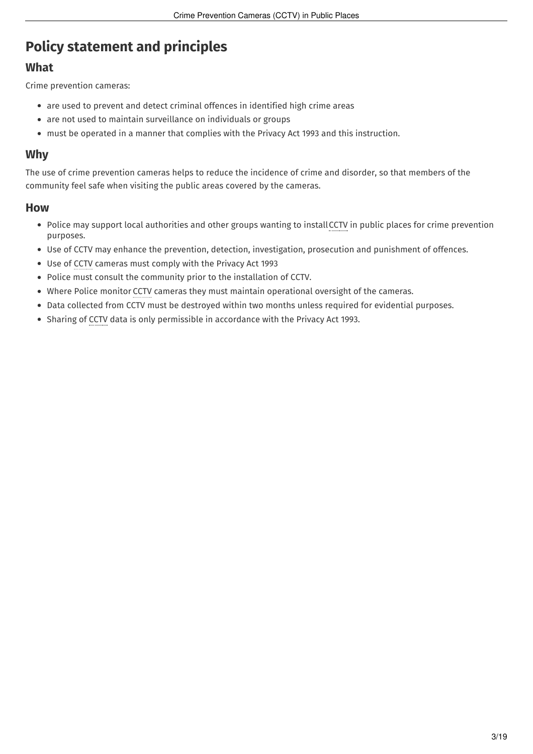# Policy statement and principles

## What

Crime prevention cameras:

- are used to prevent and detect criminal offences in identified high crime areas
- are not used to maintain surveillance on individuals or groups
- must be operated in a manner that complies with the Privacy Act 1993 and this instruction.

## Why

The use of crime prevention cameras helps to reduce the incidence of crime and disorder, so that members of the community feel safe when visiting the public areas covered by the cameras.

## How

- Police may support local authorities and other groups wanting to install CCTV in public places for crime prevention purposes.
- Use of CCTV may enhance the prevention, detection, investigation, prosecution and punishment of offences.
- Use of CCTV cameras must comply with the Privacy Act 1993
- Police must consult the community prior to the installation of CCTV.
- Where Police monitor CCTV cameras they must maintain operational oversight of the cameras.
- Data collected from CCTV must be destroyed within two months unless required for evidential purposes.
- Sharing of CCTV data is only permissible in accordance with the Privacy Act 1993.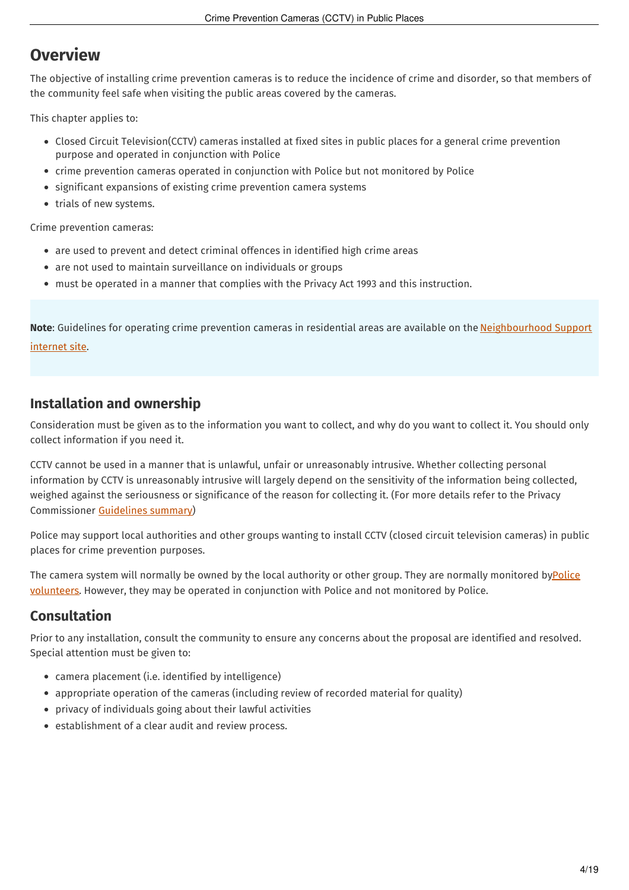## Overview

The objective of installing crime prevention cameras is to reduce the incidence of crime and disorder, so that members of the community feel safe when visiting the public areas covered by the cameras.

This chapter applies to:

- Closed Circuit Television(CCTV) cameras installed at fixed sites in public places for a general crime prevention purpose and operated in conjunction with Police
- crime prevention cameras operated in conjunction with Police but not monitored by Police
- significant expansions of existing crime prevention camera systems
- trials of new systems.

Crime prevention cameras:

- are used to prevent and detect criminal offences in identified high crime areas
- are not used to maintain surveillance on individuals or groups
- must be operated in a manner that complies with the Privacy Act 1993 and this instruction.

**Note**: Guidelines for operating crime prevention cameras in residential areas are available on the Neighbourhood Support internet site.

### Installation and ownership

Consideration must be given as to the information you want to collect, and why do you want to collect it. You should only collect information if you need it.

CCTV cannot be used in a manner that is unlawful, unfair or unreasonably intrusive. Whether collecting personal information by CCTV is unreasonably intrusive will largely depend on the sensitivity of the information being collected, weighed against the seriousness or significance of the reason for collecting it. (For more details refer to the Privacy Commissioner Guidelines summary)

Police may support local authorities and other groups wanting to install CCTV (closed circuit television cameras) in public places for crime prevention purposes.

The camera system will normally be owned by the local authority or other group. They are normally monitored byPolice volunteers. However, they may be operated in conjunction with Police and not monitored by Police.

### Consultation

Prior to any installation, consult the community to ensure any concerns about the proposal are identified and resolved. Special attention must be given to:

- camera placement (i.e. identified by intelligence)
- appropriate operation of the cameras (including review of recorded material for quality)
- privacy of individuals going about their lawful activities
- establishment of a clear audit and review process.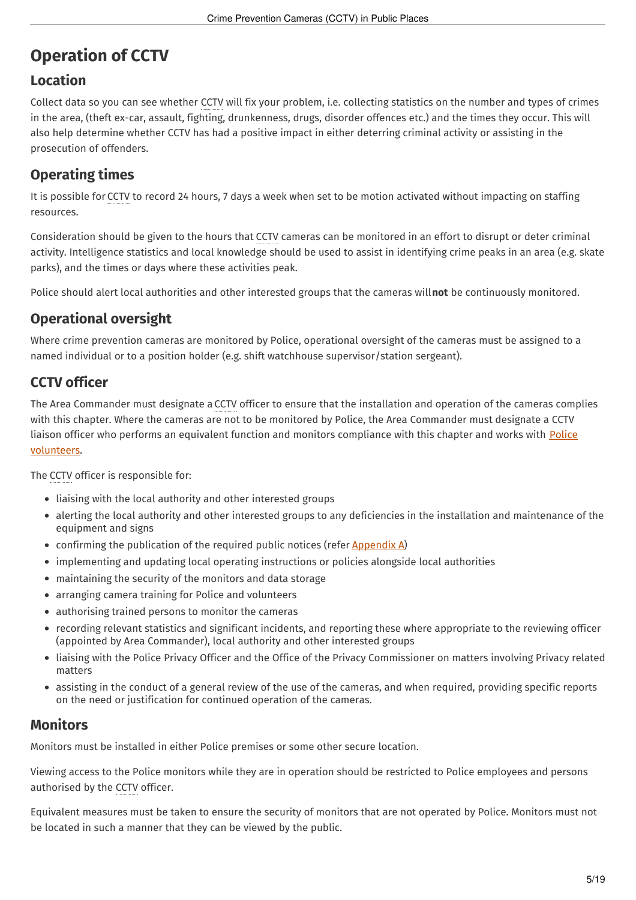# Operation of CCTV

## Location

Collect data so you can see whether CCTV will fix your problem, i.e. collecting statistics on the number and types of crimes in the area, (theft ex-car, assault, fighting, drunkenness, drugs, disorder offences etc.) and the times they occur. This will also help determine whether CCTV has had a positive impact in either deterring criminal activity or assisting in the prosecution of offenders.

## Operating times

It is possible for CCTV to record 24 hours, 7 days a week when set to be motion activated without impacting on staffing resources.

Consideration should be given to the hours that CCTV cameras can be monitored in an effort to disrupt or deter criminal activity. Intelligence statistics and local knowledge should be used to assist in identifying crime peaks in an area (e.g. skate parks), and the times or days where these activities peak.

Police should alert local authorities and other interested groups that the cameras will **not** be continuously monitored.

## Operational oversight

Where crime prevention cameras are monitored by Police, operational oversight of the cameras must be assigned to a named individual or to a position holder (e.g. shift watchhouse supervisor/station sergeant).

## CCTV officer

The Area Commander must designate a CCTV officer to ensure that the installation and operation of the cameras complies with this chapter. Where the cameras are not to be monitored by Police, the Area Commander must designate a CCTV liaison officer who performs an equivalent function and monitors compliance with this chapter and works with Police volunteers.

The CCTV officer is responsible for:

- liaising with the local authority and other interested groups
- alerting the local authority and other interested groups to any deficiencies in the installation and maintenance of the equipment and signs
- confirming the publication of the required public notices (refer Appendix A)
- implementing and updating local operating instructions or policies alongside local authorities
- maintaining the security of the monitors and data storage
- arranging camera training for Police and volunteers
- authorising trained persons to monitor the cameras
- recording relevant statistics and significant incidents, and reporting these where appropriate to the reviewing officer (appointed by Area Commander), local authority and other interested groups
- liaising with the Police Privacy Officer and the Office of the Privacy Commissioner on matters involving Privacy related matters
- assisting in the conduct of a general review of the use of the cameras, and when required, providing specific reports on the need or justification for continued operation of the cameras.

## Monitors

Monitors must be installed in either Police premises or some other secure location.

Viewing access to the Police monitors while they are in operation should be restricted to Police employees and persons authorised by the CCTV officer.

Equivalent measures must be taken to ensure the security of monitors that are not operated by Police. Monitors must not be located in such a manner that they can be viewed by the public.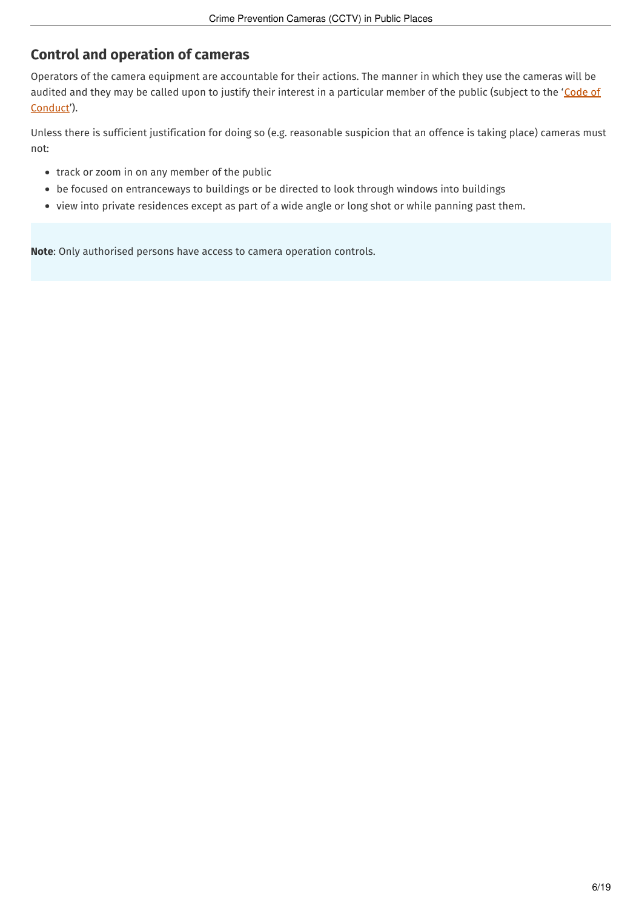## Control and operation of cameras

Operators of the camera equipment are accountable for their actions. The manner in which they use the cameras will be audited and they may be called upon to justify their interest in a particular member of the public (subject to the 'Code of Conduct').

Unless there is sufficient justification for doing so (e.g. reasonable suspicion that an offence is taking place) cameras must not:

- track or zoom in on any member of the public
- be focused on entranceways to buildings or be directed to look through windows into buildings
- view into private residences except as part of a wide angle or long shot or while panning past them.

**Note**: Only authorised persons have access to camera operation controls.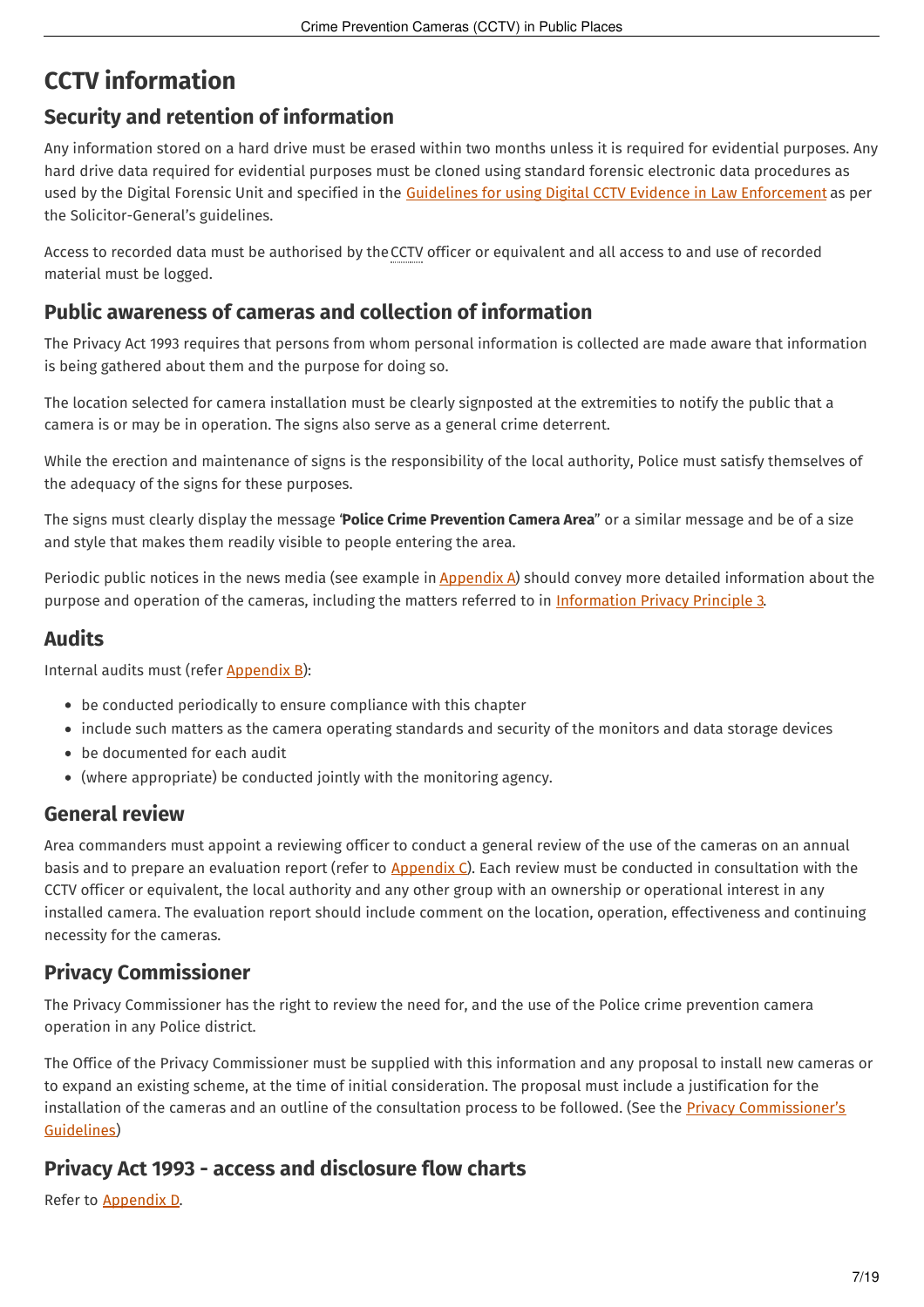# CCTV information

## Security and retention of information

Any information stored on a hard drive must be erased within two months unless it is required for evidential purposes. Any hard drive data required for evidential purposes must be cloned using standard forensic electronic data procedures as used by the Digital Forensic Unit and specified in the Guidelines for using Digital CCTV Evidence in Law Enforcement as per the Solicitor-General's guidelines.

Access to recorded data must be authorised by the CCTV officer or equivalent and all access to and use of recorded material must be logged.

## Public awareness of cameras and collection of information

The Privacy Act 1993 requires that persons from whom personal information is collected are made aware that information is being gathered about them and the purpose for doing so.

The location selected for camera installation must be clearly signposted at the extremities to notify the public that a camera is or may be in operation. The signs also serve as a general crime deterrent.

While the erection and maintenance of signs is the responsibility of the local authority, Police must satisfy themselves of the adequacy of the signs for these purposes.

The signs must clearly display the message '**Police Crime Prevention Camera Area**" or a similar message and be of a size and style that makes them readily visible to people entering the area.

Periodic public notices in the news media (see example in Appendix A) should convey more detailed information about the purpose and operation of the cameras, including the matters referred to in Information Privacy Principle 3.

## Audits

Internal audits must (refer Appendix B):

- be conducted periodically to ensure compliance with this chapter
- include such matters as the camera operating standards and security of the monitors and data storage devices
- be documented for each audit
- (where appropriate) be conducted jointly with the monitoring agency.

## General review

Area commanders must appoint a reviewing officer to conduct a general review of the use of the cameras on an annual basis and to prepare an evaluation report (refer to Appendix C). Each review must be conducted in consultation with the CCTV officer or equivalent, the local authority and any other group with an ownership or operational interest in any installed camera. The evaluation report should include comment on the location, operation, effectiveness and continuing necessity for the cameras.

## Privacy Commissioner

The Privacy Commissioner has the right to review the need for, and the use of the Police crime prevention camera operation in any Police district.

The Office of the Privacy Commissioner must be supplied with this information and any proposal to install new cameras or to expand an existing scheme, at the time of initial consideration. The proposal must include a justification for the installation of the cameras and an outline of the consultation process to be followed. (See the Privacy Commissioner's Guidelines)

## Privacy Act 1993 - access and disclosure flow charts

Refer to Appendix D.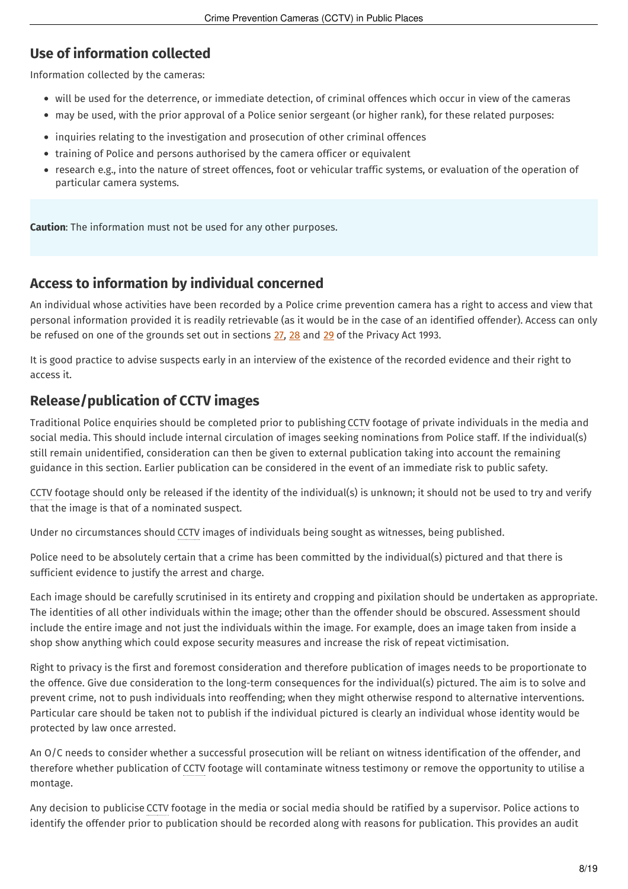## Use of information collected

Information collected by the cameras:

- will be used for the deterrence, or immediate detection, of criminal offences which occur in view of the cameras
- may be used, with the prior approval of a Police senior sergeant (or higher rank), for these related purposes:
- inquiries relating to the investigation and prosecution of other criminal offences
- training of Police and persons authorised by the camera officer or equivalent
- research e.g., into the nature of street offences, foot or vehicular traffic systems, or evaluation of the operation of particular camera systems.

**Caution**: The information must not be used for any other purposes.

## Access to information by individual concerned

An individual whose activities have been recorded by a Police crime prevention camera has a right to access and view that personal information provided it is readily retrievable (as it would be in the case of an identified offender). Access can only be refused on one of the grounds set out in sections 27, 28 and 29 of the Privacy Act 1993.

It is good practice to advise suspects early in an interview of the existence of the recorded evidence and their right to access it.

## Release/publication of CCTV images

Traditional Police enquiries should be completed prior to publishing CCTV footage of private individuals in the media and social media. This should include internal circulation of images seeking nominations from Police staff. If the individual(s) still remain unidentified, consideration can then be given to external publication taking into account the remaining guidance in this section. Earlier publication can be considered in the event of an immediate risk to public safety.

CCTV footage should only be released if the identity of the individual(s) is unknown; it should not be used to try and verify that the image is that of a nominated suspect.

Under no circumstances should CCTV images of individuals being sought as witnesses, being published.

Police need to be absolutely certain that a crime has been committed by the individual(s) pictured and that there is sufficient evidence to justify the arrest and charge.

Each image should be carefully scrutinised in its entirety and cropping and pixilation should be undertaken as appropriate. The identities of all other individuals within the image; other than the offender should be obscured. Assessment should include the entire image and not just the individuals within the image. For example, does an image taken from inside a shop show anything which could expose security measures and increase the risk of repeat victimisation.

Right to privacy is the first and foremost consideration and therefore publication of images needs to be proportionate to the offence. Give due consideration to the long-term consequences for the individual(s) pictured. The aim is to solve and prevent crime, not to push individuals into reoffending; when they might otherwise respond to alternative interventions. Particular care should be taken not to publish if the individual pictured is clearly an individual whose identity would be protected by law once arrested.

An O/C needs to consider whether a successful prosecution will be reliant on witness identification of the offender, and therefore whether publication of CCTV footage will contaminate witness testimony or remove the opportunity to utilise a montage.

Any decision to publicise CCTV footage in the media or social media should be ratified by a supervisor. Police actions to identify the offender prior to publication should be recorded along with reasons for publication. This provides an audit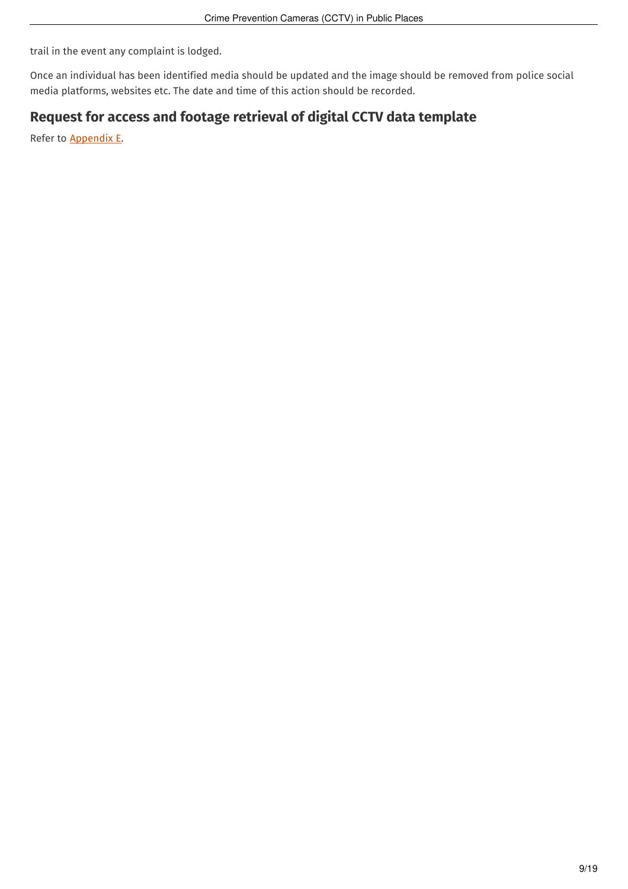trail in the event any complaint is lodged.

Once an individual has been identified media should be updated and the image should be removed from police social media platforms, websites etc. The date and time of this action should be recorded.

## Request for access and footage retrieval of digital CCTV data template

Refer to Appendix E.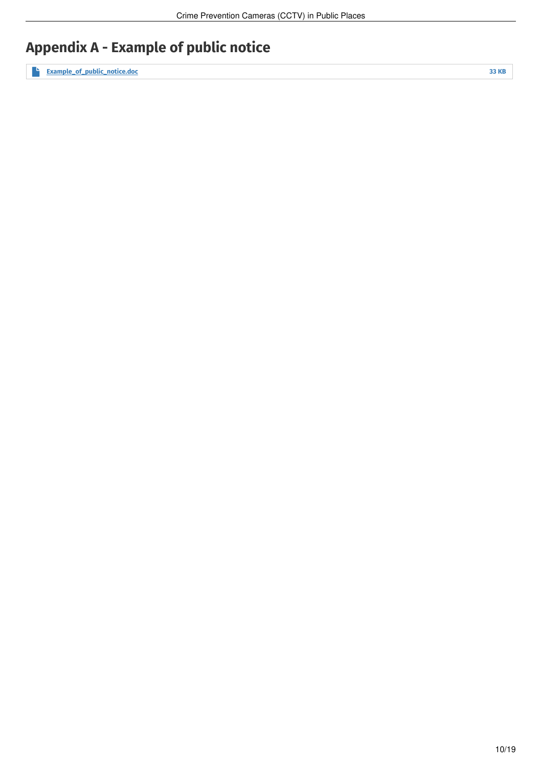# Appendix A - Example of public notice

Example_of_public_notice.doc 33 KB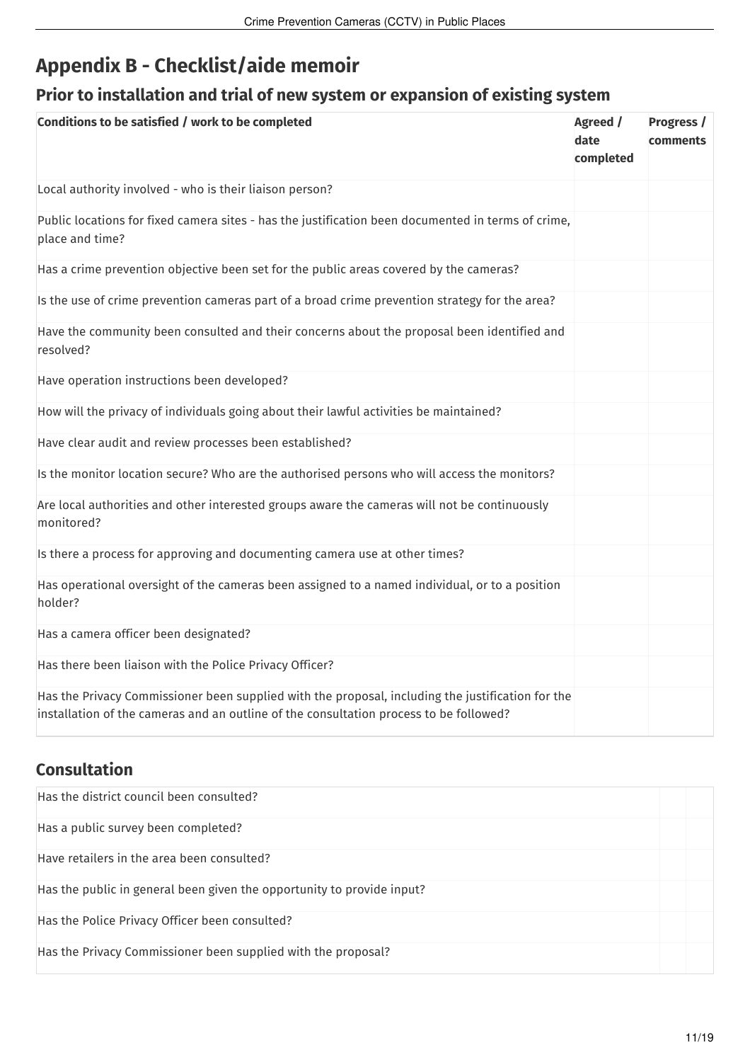# Appendix B - Checklist/aide memoir

## Prior to installation and trial of new system or expansion of existing system

| Conditions to be satisfied / work to be completed | Agreed / date completed | Progress / comments |
|---|---|---|
| Local authority involved - who is their liaison person? | | |
| Public locations for fixed camera sites - has the justification been documented in terms of crime, place and time? | | |
| Has a crime prevention objective been set for the public areas covered by the cameras? | | |
| Is the use of crime prevention cameras part of a broad crime prevention strategy for the area? | | |
| Have the community been consulted and their concerns about the proposal been identified and resolved? | | |
| Have operation instructions been developed? | | |
| How will the privacy of individuals going about their lawful activities be maintained? | | |
| Have clear audit and review processes been established? | | |
| Is the monitor location secure? Who are the authorised persons who will access the monitors? | | |
| Are local authorities and other interested groups aware the cameras will not be continuously monitored? | | |
| Is there a process for approving and documenting camera use at other times? | | |
| Has operational oversight of the cameras been assigned to a named individual, or to a position holder? | | |
| Has a camera officer been designated? | | |
| Has there been liaison with the Police Privacy Officer? | | |
| Has the Privacy Commissioner been supplied with the proposal, including the justification for the installation of the cameras and an outline of the consultation process to be followed? | | |

## Consultation

| | | |
|---|---|---|
| Has the district council been consulted? | | |
| Has a public survey been completed? | | |
| Have retailers in the area been consulted? | | |
| Has the public in general been given the opportunity to provide input? | | |
| Has the Police Privacy Officer been consulted? | | |
| Has the Privacy Commissioner been supplied with the proposal? | | |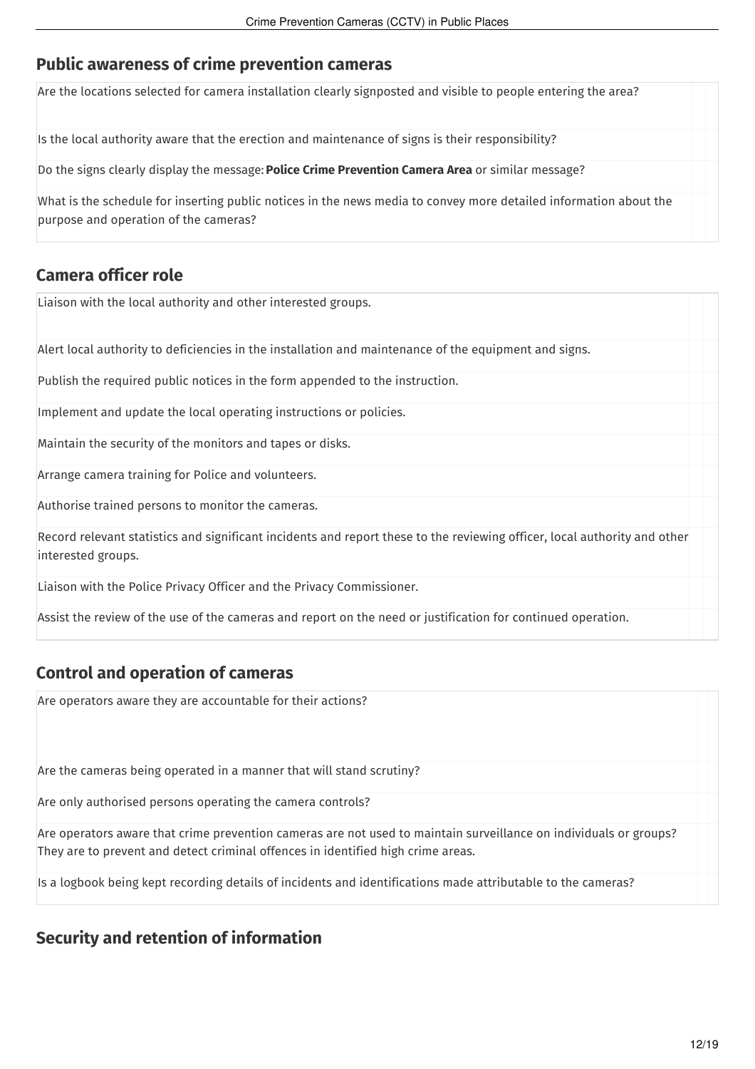## Public awareness of crime prevention cameras

| | | |
|---|---|---|
| Are the locations selected for camera installation clearly signposted and visible to people entering the area? | | |
| Is the local authority aware that the erection and maintenance of signs is their responsibility? | | |
| Do the signs clearly display the message: **Police Crime Prevention Camera Area** or similar message? | | |
| What is the schedule for inserting public notices in the news media to convey more detailed information about the purpose and operation of the cameras? | | |

## Camera officer role

| | | |
|---|---|---|
| Liaison with the local authority and other interested groups. | | |
| Alert local authority to deficiencies in the installation and maintenance of the equipment and signs. | | |
| Publish the required public notices in the form appended to the instruction. | | |
| Implement and update the local operating instructions or policies. | | |
| Maintain the security of the monitors and tapes or disks. | | |
| Arrange camera training for Police and volunteers. | | |
| Authorise trained persons to monitor the cameras. | | |
| Record relevant statistics and significant incidents and report these to the reviewing officer, local authority and other interested groups. | | |
| Liaison with the Police Privacy Officer and the Privacy Commissioner. | | |
| Assist the review of the use of the cameras and report on the need or justification for continued operation. | | |

## Control and operation of cameras

| | | |
|---|---|---|
| Are operators aware they are accountable for their actions? | | |
| Are the cameras being operated in a manner that will stand scrutiny? | | |
| Are only authorised persons operating the camera controls? | | |
| Are operators aware that crime prevention cameras are not used to maintain surveillance on individuals or groups? They are to prevent and detect criminal offences in identified high crime areas. | | |
| Is a logbook being kept recording details of incidents and identifications made attributable to the cameras? | | |

## Security and retention of information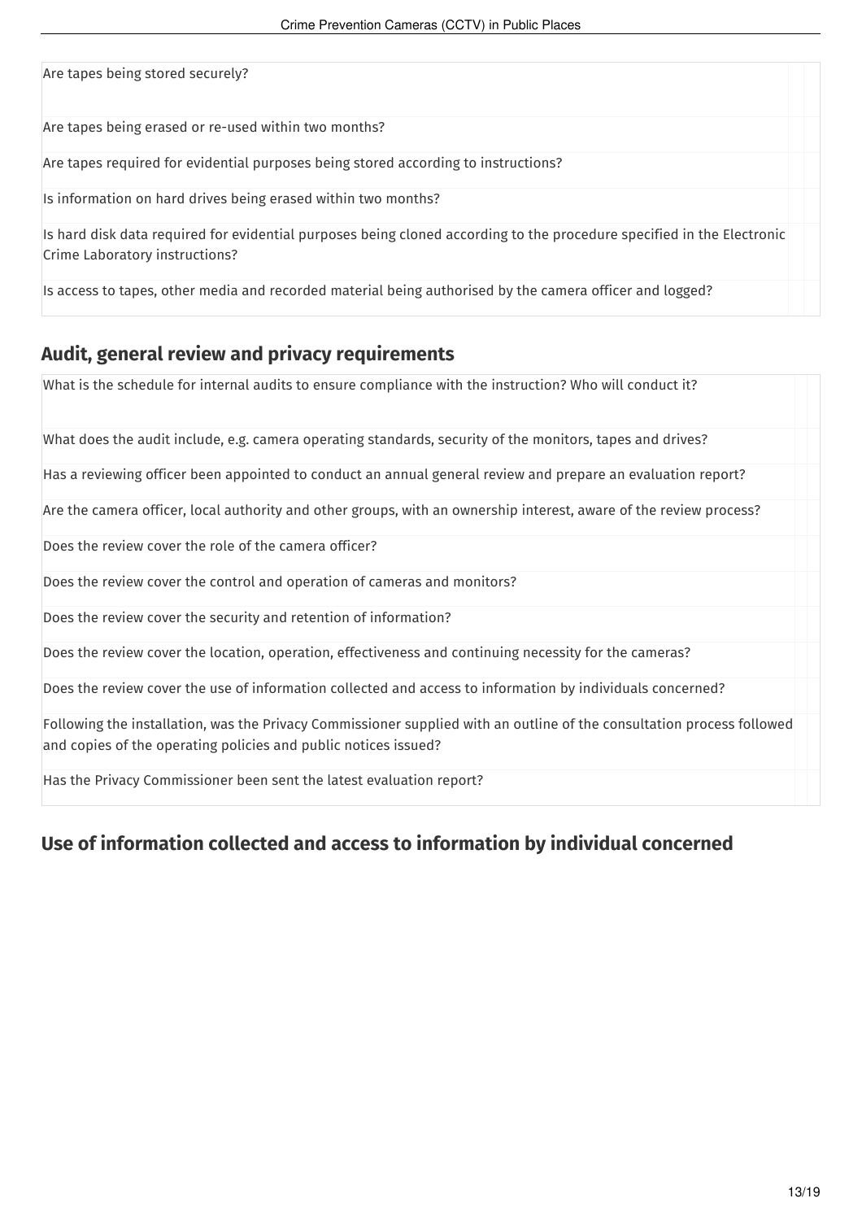| | | |
|---|---|---|
| Are tapes being stored securely? | | |
| Are tapes being erased or re-used within two months? | | |
| Are tapes required for evidential purposes being stored according to instructions? | | |
| Is information on hard drives being erased within two months? | | |
| Is hard disk data required for evidential purposes being cloned according to the procedure specified in the Electronic Crime Laboratory instructions? | | |
| Is access to tapes, other media and recorded material being authorised by the camera officer and logged? | | |

## Audit, general review and privacy requirements

| | | |
|---|---|---|
| What is the schedule for internal audits to ensure compliance with the instruction? Who will conduct it? | | |
| What does the audit include, e.g. camera operating standards, security of the monitors, tapes and drives? | | |
| Has a reviewing officer been appointed to conduct an annual general review and prepare an evaluation report? | | |
| Are the camera officer, local authority and other groups, with an ownership interest, aware of the review process? | | |
| Does the review cover the role of the camera officer? | | |
| Does the review cover the control and operation of cameras and monitors? | | |
| Does the review cover the security and retention of information? | | |
| Does the review cover the location, operation, effectiveness and continuing necessity for the cameras? | | |
| Does the review cover the use of information collected and access to information by individuals concerned? | | |
| Following the installation, was the Privacy Commissioner supplied with an outline of the consultation process followed and copies of the operating policies and public notices issued? | | |
| Has the Privacy Commissioner been sent the latest evaluation report? | | |

## Use of information collected and access to information by individual concerned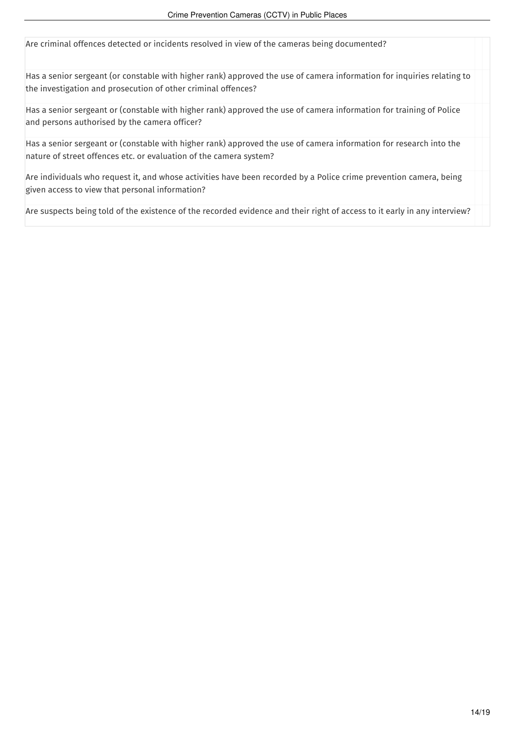| Are criminal offences detected or incidents resolved in view of the cameras being documented? | | |
|---|---|---|
| Has a senior sergeant (or constable with higher rank) approved the use of camera information for inquiries relating to the investigation and prosecution of other criminal offences? | | |
| Has a senior sergeant or (constable with higher rank) approved the use of camera information for training of Police and persons authorised by the camera officer? | | |
| Has a senior sergeant or (constable with higher rank) approved the use of camera information for research into the nature of street offences etc. or evaluation of the camera system? | | |
| Are individuals who request it, and whose activities have been recorded by a Police crime prevention camera, being given access to view that personal information? | | |
| Are suspects being told of the existence of the recorded evidence and their right of access to it early in any interview? | | |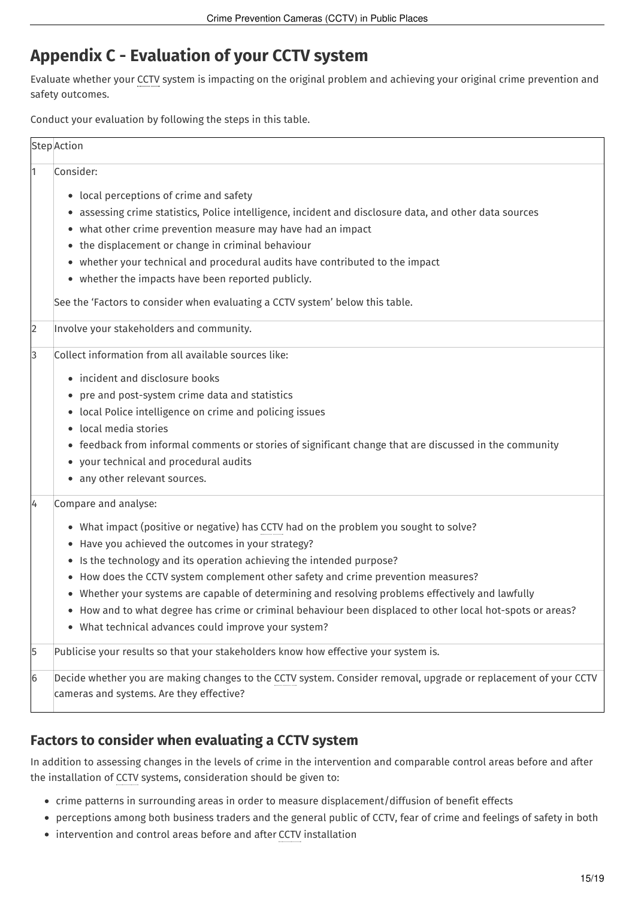# Appendix C - Evaluation of your CCTV system

Evaluate whether your CCTV system is impacting on the original problem and achieving your original crime prevention and safety outcomes.

Conduct your evaluation by following the steps in this table.

| Step | Action |
| --- | --- |
| 1 | Consider:<br>• local perceptions of crime and safety<br>• assessing crime statistics, Police intelligence, incident and disclosure data, and other data sources<br>• what other crime prevention measure may have had an impact<br>• the displacement or change in criminal behaviour<br>• whether your technical and procedural audits have contributed to the impact<br>• whether the impacts have been reported publicly.<br><br>See the 'Factors to consider when evaluating a CCTV system' below this table. |
| 2 | Involve your stakeholders and community. |
| 3 | Collect information from all available sources like:<br>• incident and disclosure books<br>• pre and post-system crime data and statistics<br>• local Police intelligence on crime and policing issues<br>• local media stories<br>• feedback from informal comments or stories of significant change that are discussed in the community<br>• your technical and procedural audits<br>• any other relevant sources. |
| 4 | Compare and analyse:<br>• What impact (positive or negative) has CCTV had on the problem you sought to solve?<br>• Have you achieved the outcomes in your strategy?<br>• Is the technology and its operation achieving the intended purpose?<br>• How does the CCTV system complement other safety and crime prevention measures?<br>• Whether your systems are capable of determining and resolving problems effectively and lawfully<br>• How and to what degree has crime or criminal behaviour been displaced to other local hot-spots or areas?<br>• What technical advances could improve your system? |
| 5 | Publicise your results so that your stakeholders know how effective your system is. |
| 6 | Decide whether you are making changes to the CCTV system. Consider removal, upgrade or replacement of your CCTV cameras and systems. Are they effective? |

## Factors to consider when evaluating a CCTV system

In addition to assessing changes in the levels of crime in the intervention and comparable control areas before and after the installation of CCTV systems, consideration should be given to:

- crime patterns in surrounding areas in order to measure displacement/diffusion of benefit effects
- perceptions among both business traders and the general public of CCTV, fear of crime and feelings of safety in both
- intervention and control areas before and after CCTV installation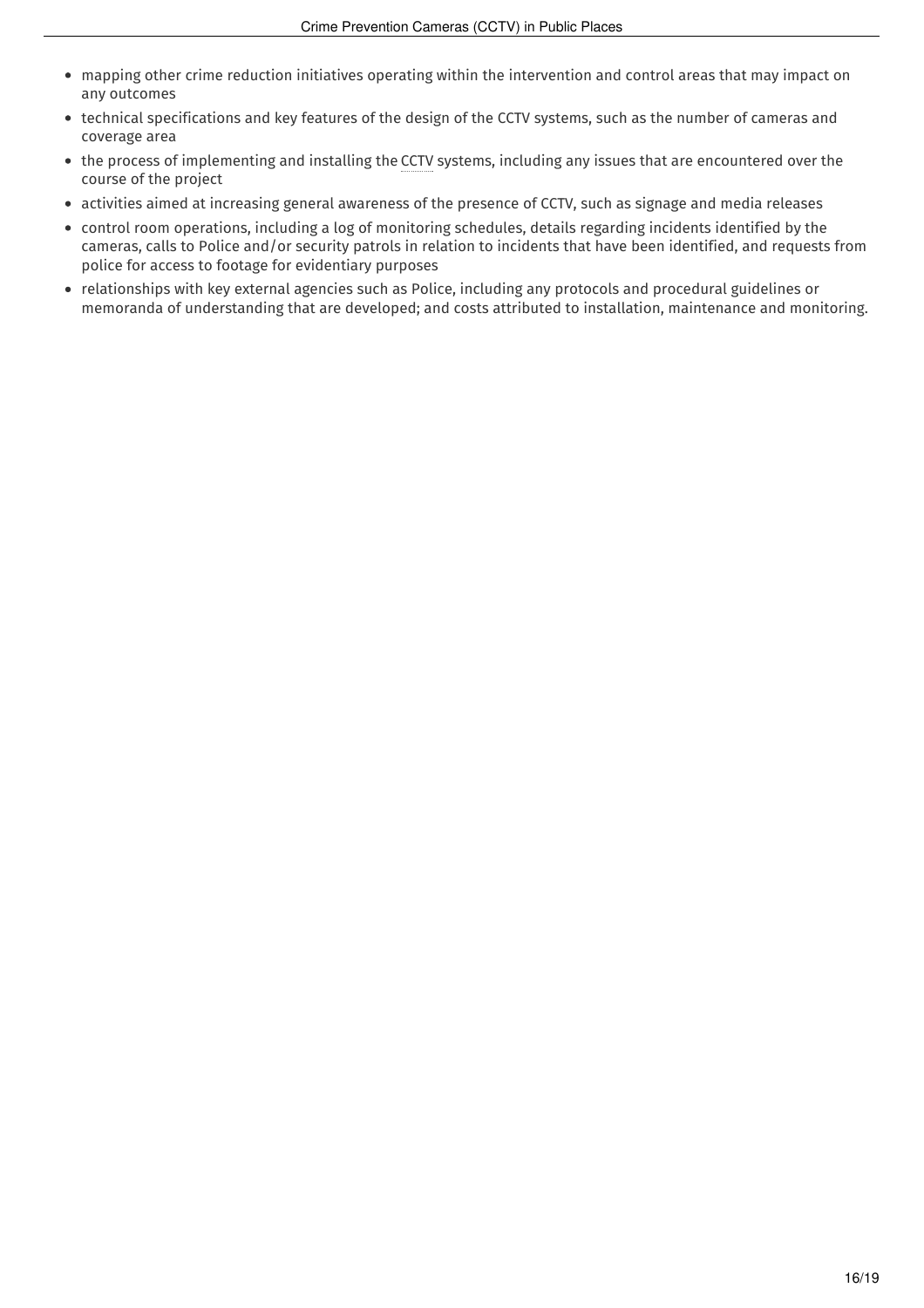- mapping other crime reduction initiatives operating within the intervention and control areas that may impact on any outcomes
- technical specifications and key features of the design of the CCTV systems, such as the number of cameras and coverage area
- the process of implementing and installing the CCTV systems, including any issues that are encountered over the course of the project
- activities aimed at increasing general awareness of the presence of CCTV, such as signage and media releases
- control room operations, including a log of monitoring schedules, details regarding incidents identified by the cameras, calls to Police and/or security patrols in relation to incidents that have been identified, and requests from police for access to footage for evidentiary purposes
- relationships with key external agencies such as Police, including any protocols and procedural guidelines or memoranda of understanding that are developed; and costs attributed to installation, maintenance and monitoring.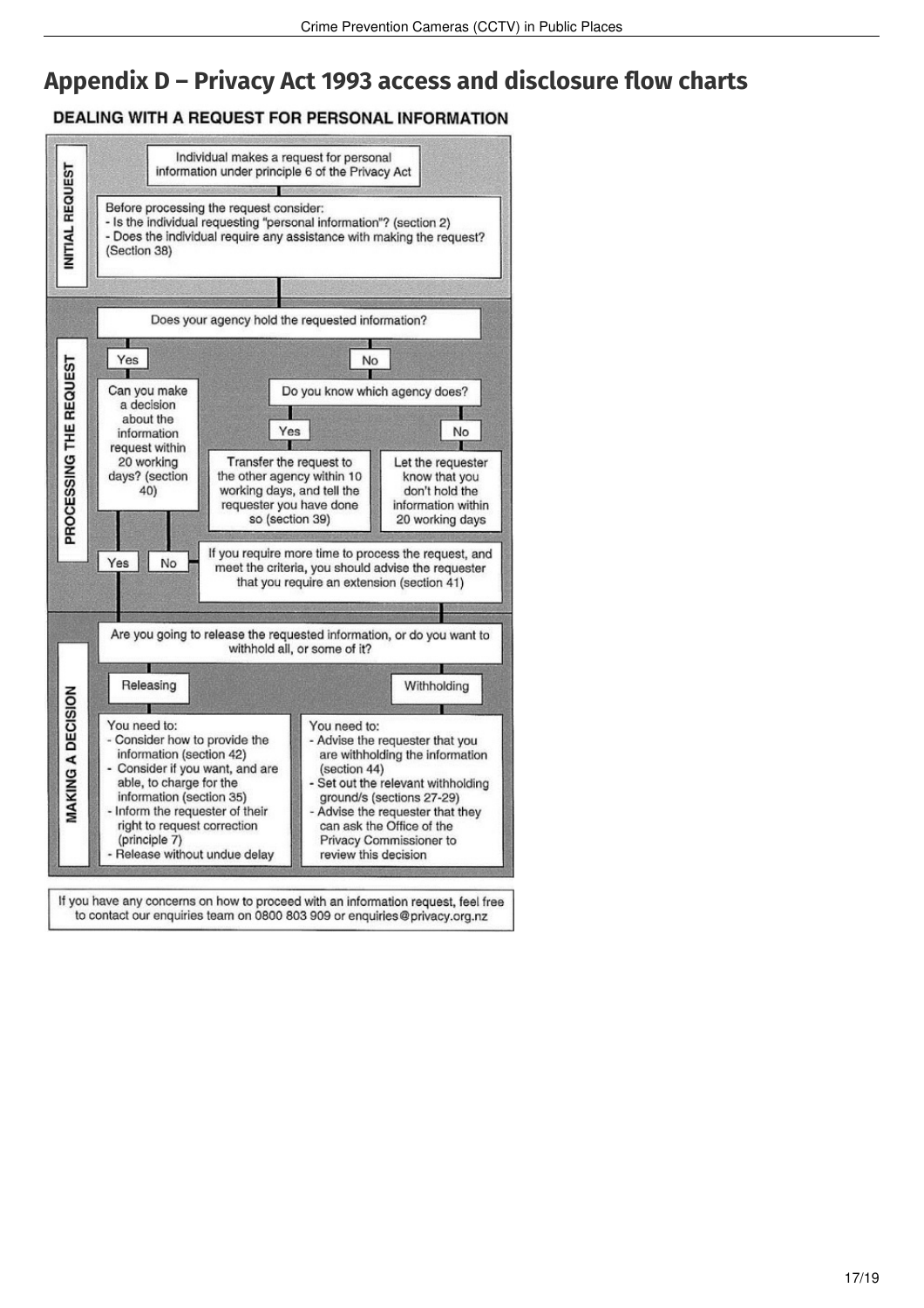# Appendix D – Privacy Act 1993 access and disclosure flow charts

## DEALING WITH A REQUEST FOR PERSONAL INFORMATION

### INITIAL REQUEST

Individual makes a request for personal information under principle 6 of the Privacy Act

Before processing the request consider:
- Is the individual requesting "personal information"? (section 2)
- Does the individual require any assistance with making the request? (Section 38)

### PROCESSING THE REQUEST

Does your agency hold the requested information?

**Yes** → Can you make a decision about the information request within 20 working days? (section 40)
- **Yes** → proceed to Making a Decision
- **No** → If you require more time to process the request, and meet the criteria, you should advise the requester that you require an extension (section 41)

**No** → Do you know which agency does?
- **Yes** → Transfer the request to the other agency within 10 working days, and tell the requester you have done so (section 39)
- **No** → Let the requester know that you don't hold the information within 20 working days

### MAKING A DECISION

Are you going to release the requested information, or do you want to withhold all, or some of it?

**Releasing**

You need to:
- Consider how to provide the information (section 42)
- Consider if you want, and are able, to charge for the information (section 35)
- Inform the requester of their right to request correction (principle 7)
- Release without undue delay

**Withholding**

You need to:
- Advise the requester that you are withholding the information (section 44)
- Set out the relevant withholding ground/s (sections 27-29)
- Advise the requester that they can ask the Office of the Privacy Commissioner to review this decision

If you have any concerns on how to proceed with an information request, feel free to contact our enquiries team on 0800 803 909 or enquiries@privacy.org.nz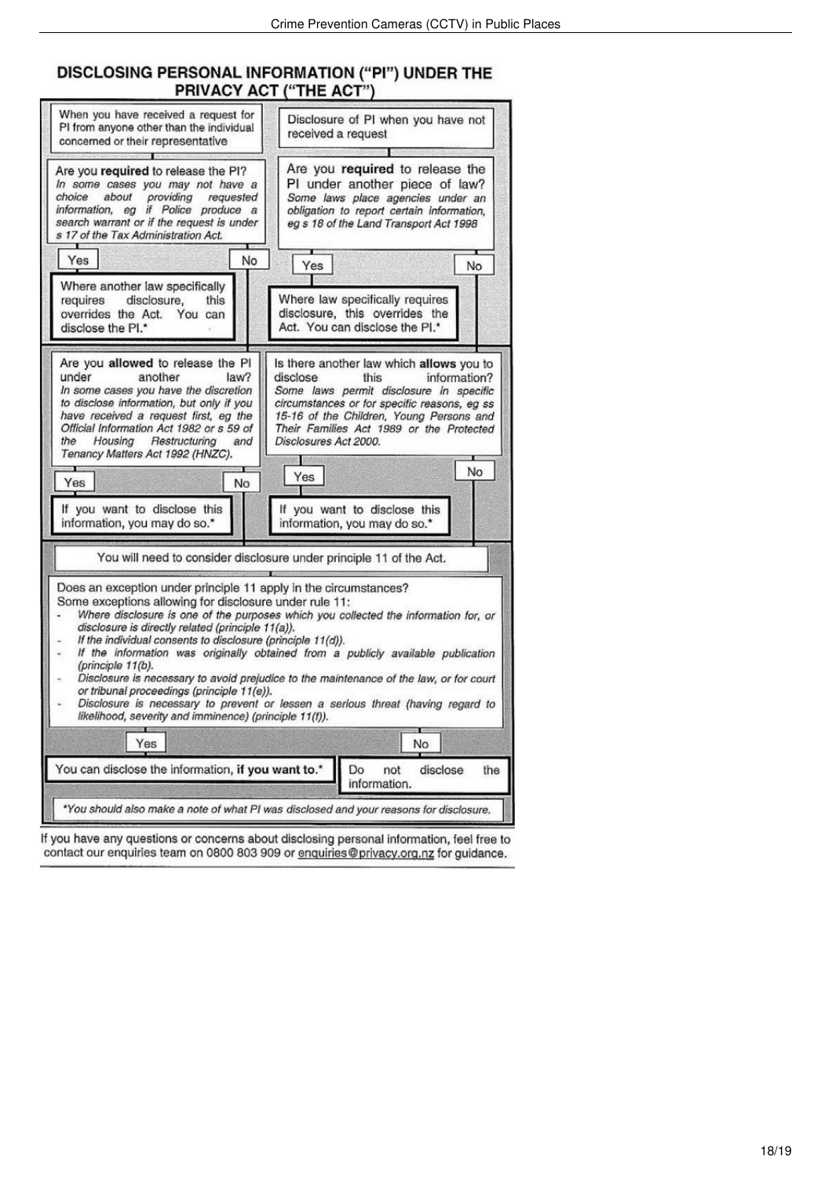# DISCLOSING PERSONAL INFORMATION ("PI") UNDER THE PRIVACY ACT ("THE ACT")

## When you have received a request for PI from anyone other than the individual concerned or their representative

**Are you required to release the PI?**

*In some cases you may not have a choice about providing requested information, eg if Police produce a search warrant or if the request is under s 17 of the Tax Administration Act.*

- **Yes:** Where another law specifically requires disclosure, this overrides the Act. You can disclose the PI.*
- **No:** Go to the next question.

**Are you allowed to release the PI under another law?**

*In some cases you have the discretion to disclose information, but only if you have received a request first, eg the Official Information Act 1982 or s 59 of the Housing Restructuring and Tenancy Matters Act 1992 (HNZC).*

- **Yes:** If you want to disclose this information, you may do so.*
- **No:** You will need to consider disclosure under principle 11 of the Act.

## Disclosure of PI when you have not received a request

**Are you required to release the PI under another piece of law?**

*Some laws place agencies under an obligation to report certain information, eg s 18 of the Land Transport Act 1998*

- **Yes:** Where law specifically requires disclosure, this overrides the Act. You can disclose the PI.*
- **No:** Go to the next question.

**Is there another law which allows you to disclose this information?**

*Some laws permit disclosure in specific circumstances or for specific reasons, eg ss 15-16 of the Children, Young Persons and Their Families Act 1989 or the Protected Disclosures Act 2000.*

- **Yes:** If you want to disclose this information, you may do so.*
- **No:** You will need to consider disclosure under principle 11 of the Act.

## You will need to consider disclosure under principle 11 of the Act.

Does an exception under principle 11 apply in the circumstances?

Some exceptions allowing for disclosure under rule 11:

- *Where disclosure is one of the purposes which you collected the information for, or disclosure is directly related (principle 11(a)).*
- *If the individual consents to disclosure (principle 11(d)).*
- *If the information was originally obtained from a publicly available publication (principle 11(b).*
- *Disclosure is necessary to avoid prejudice to the maintenance of the law, or for court or tribunal proceedings (principle 11(e)).*
- *Disclosure is necessary to prevent or lessen a serious threat (having regard to likelihood, severity and imminence) (principle 11(f)).*

- **Yes:** You can disclose the information, **if you want to.***
- **No:** Do not disclose the information.

**You should also make a note of what PI was disclosed and your reasons for disclosure.*

If you have any questions or concerns about disclosing personal information, feel free to contact our enquiries team on 0800 803 909 or enquiries@privacy.org.nz for guidance.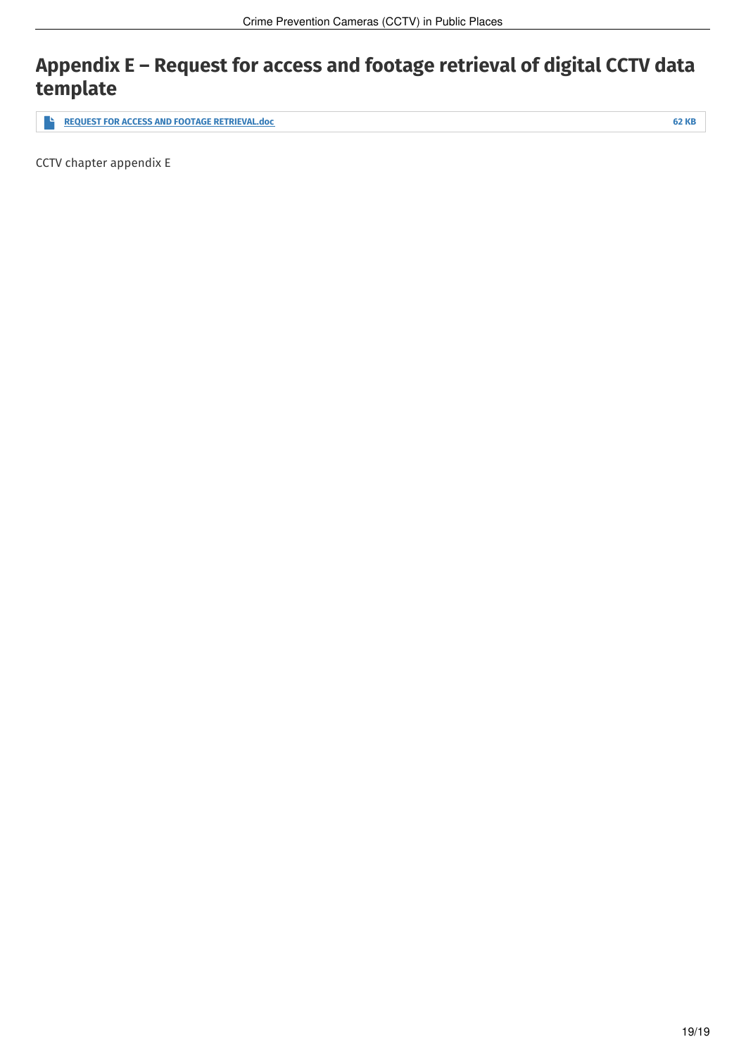# Appendix E – Request for access and footage retrieval of digital CCTV data template

REQUEST FOR ACCESS AND FOOTAGE RETRIEVAL.doc 62 KB

CCTV chapter appendix E